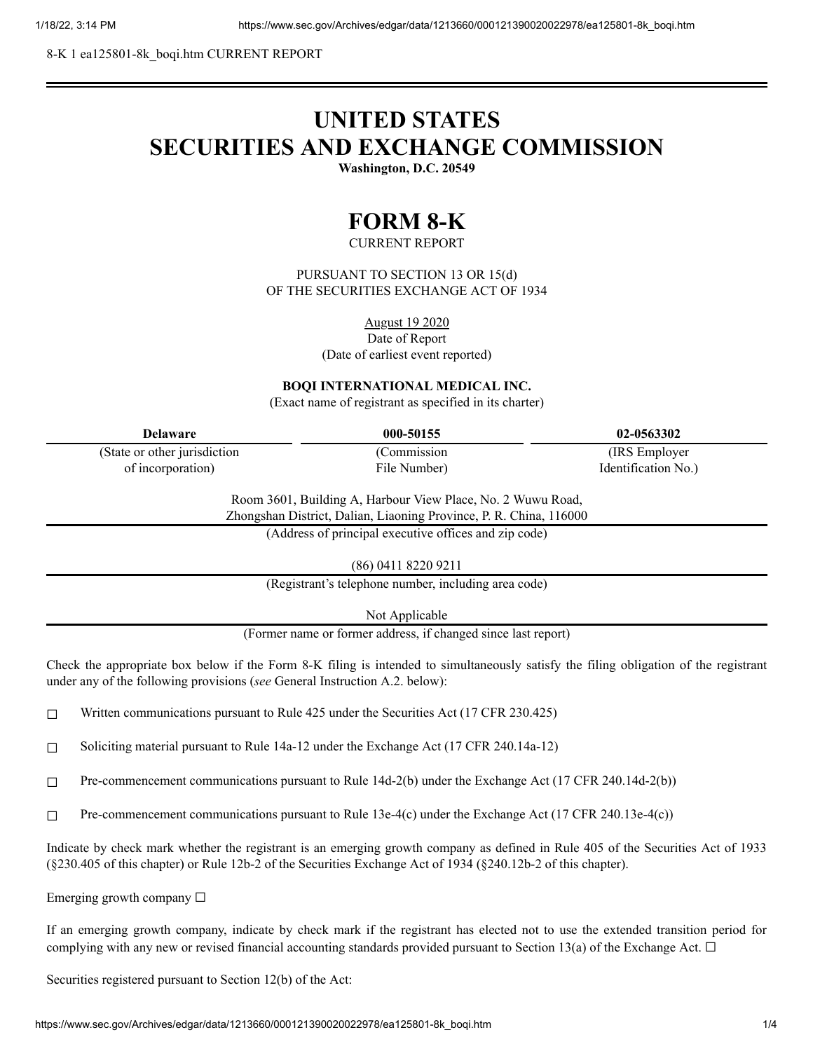8-K 1 ea125801-8k_boqi.htm CURRENT REPORT

# UNITED STATES
# SECURITIES AND EXCHANGE COMMISSION

**Washington, D.C. 20549**

# FORM 8-K

CURRENT REPORT

PURSUANT TO SECTION 13 OR 15(d)
OF THE SECURITIES EXCHANGE ACT OF 1934

August 19 2020
Date of Report
(Date of earliest event reported)

**BOQI INTERNATIONAL MEDICAL INC.**
(Exact name of registrant as specified in its charter)

| **Delaware** | **000-50155** | **02-0563302** |
|---|---|---|
| (State or other jurisdiction of incorporation) | (Commission File Number) | (IRS Employer Identification No.) |

Room 3601, Building A, Harbour View Place, No. 2 Wuwu Road,
Zhongshan District, Dalian, Liaoning Province, P. R. China, 116000
(Address of principal executive offices and zip code)

(86) 0411 8220 9211
(Registrant's telephone number, including area code)

Not Applicable
(Former name or former address, if changed since last report)

Check the appropriate box below if the Form 8-K filing is intended to simultaneously satisfy the filing obligation of the registrant under any of the following provisions (*see* General Instruction A.2. below):

☐ Written communications pursuant to Rule 425 under the Securities Act (17 CFR 230.425)

☐ Soliciting material pursuant to Rule 14a-12 under the Exchange Act (17 CFR 240.14a-12)

☐ Pre-commencement communications pursuant to Rule 14d-2(b) under the Exchange Act (17 CFR 240.14d-2(b))

☐ Pre-commencement communications pursuant to Rule 13e-4(c) under the Exchange Act (17 CFR 240.13e-4(c))

Indicate by check mark whether the registrant is an emerging growth company as defined in Rule 405 of the Securities Act of 1933 (§230.405 of this chapter) or Rule 12b-2 of the Securities Exchange Act of 1934 (§240.12b-2 of this chapter).

Emerging growth company ☐

If an emerging growth company, indicate by check mark if the registrant has elected not to use the extended transition period for complying with any new or revised financial accounting standards provided pursuant to Section 13(a) of the Exchange Act. ☐

Securities registered pursuant to Section 12(b) of the Act: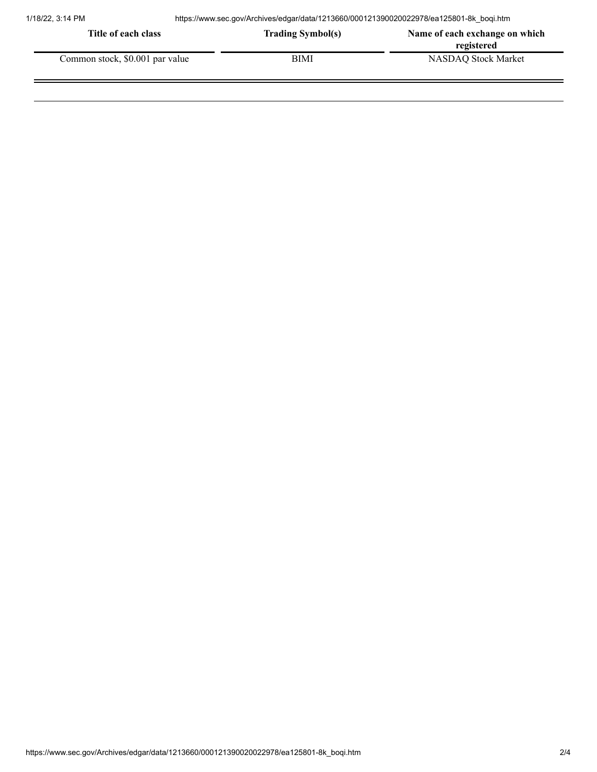| Title of each class | Trading Symbol(s) | Name of each exchange on which registered |
|---|---|---|
| Common stock, $0.001 par value | BIMI | NASDAQ Stock Market |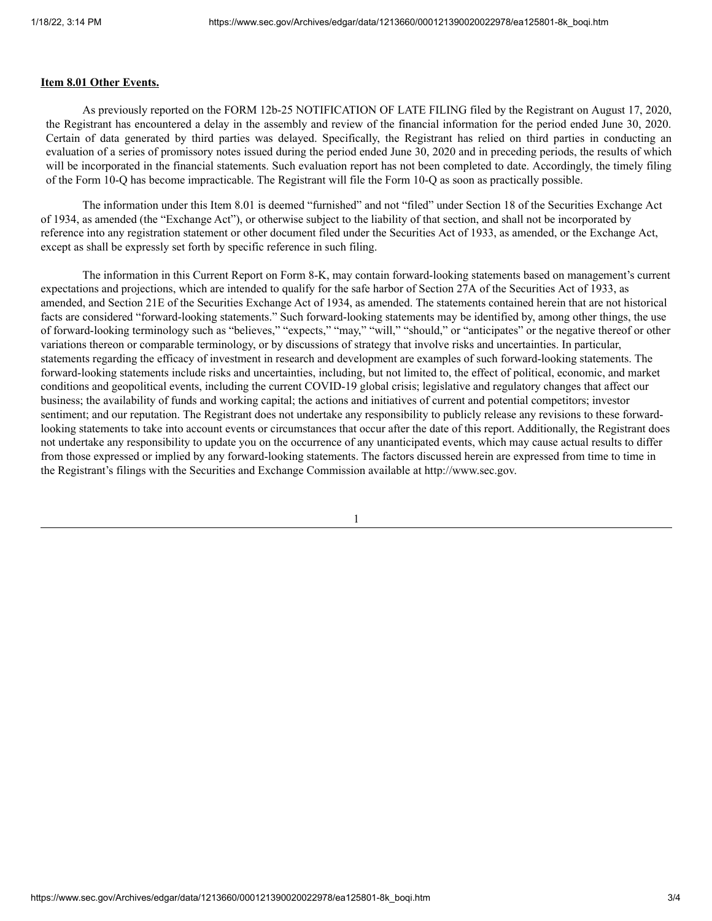**Item 8.01 Other Events.**

As previously reported on the FORM 12b-25 NOTIFICATION OF LATE FILING filed by the Registrant on August 17, 2020, the Registrant has encountered a delay in the assembly and review of the financial information for the period ended June 30, 2020. Certain of data generated by third parties was delayed. Specifically, the Registrant has relied on third parties in conducting an evaluation of a series of promissory notes issued during the period ended June 30, 2020 and in preceding periods, the results of which will be incorporated in the financial statements. Such evaluation report has not been completed to date. Accordingly, the timely filing of the Form 10-Q has become impracticable. The Registrant will file the Form 10-Q as soon as practically possible.

The information under this Item 8.01 is deemed "furnished" and not "filed" under Section 18 of the Securities Exchange Act of 1934, as amended (the "Exchange Act"), or otherwise subject to the liability of that section, and shall not be incorporated by reference into any registration statement or other document filed under the Securities Act of 1933, as amended, or the Exchange Act, except as shall be expressly set forth by specific reference in such filing.

The information in this Current Report on Form 8-K, may contain forward-looking statements based on management's current expectations and projections, which are intended to qualify for the safe harbor of Section 27A of the Securities Act of 1933, as amended, and Section 21E of the Securities Exchange Act of 1934, as amended. The statements contained herein that are not historical facts are considered "forward-looking statements." Such forward-looking statements may be identified by, among other things, the use of forward-looking terminology such as "believes," "expects," "may," "will," "should," or "anticipates" or the negative thereof or other variations thereon or comparable terminology, or by discussions of strategy that involve risks and uncertainties. In particular, statements regarding the efficacy of investment in research and development are examples of such forward-looking statements. The forward-looking statements include risks and uncertainties, including, but not limited to, the effect of political, economic, and market conditions and geopolitical events, including the current COVID-19 global crisis; legislative and regulatory changes that affect our business; the availability of funds and working capital; the actions and initiatives of current and potential competitors; investor sentiment; and our reputation. The Registrant does not undertake any responsibility to publicly release any revisions to these forward-looking statements to take into account events or circumstances that occur after the date of this report. Additionally, the Registrant does not undertake any responsibility to update you on the occurrence of any unanticipated events, which may cause actual results to differ from those expressed or implied by any forward-looking statements. The factors discussed herein are expressed from time to time in the Registrant's filings with the Securities and Exchange Commission available at http://www.sec.gov.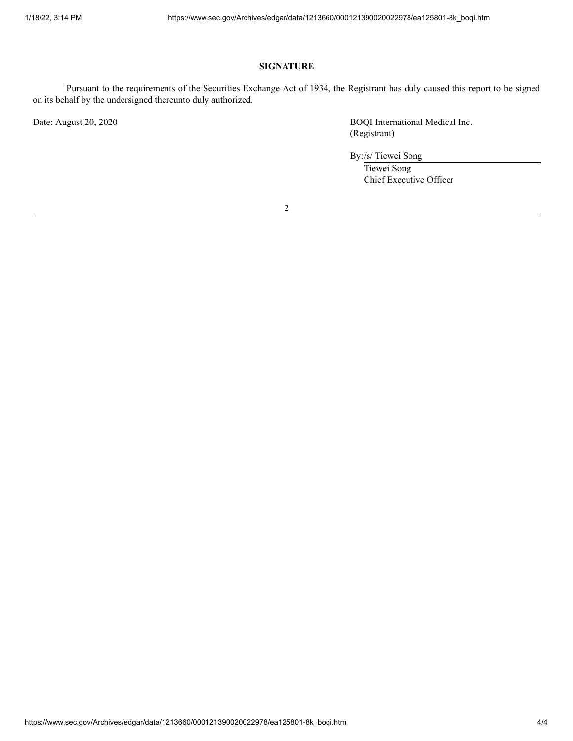**SIGNATURE**

Pursuant to the requirements of the Securities Exchange Act of 1934, the Registrant has duly caused this report to be signed on its behalf by the undersigned thereunto duly authorized.

Date: August 20, 2020

BOQI International Medical Inc.
(Registrant)

By: /s/ Tiewei Song
Tiewei Song
Chief Executive Officer